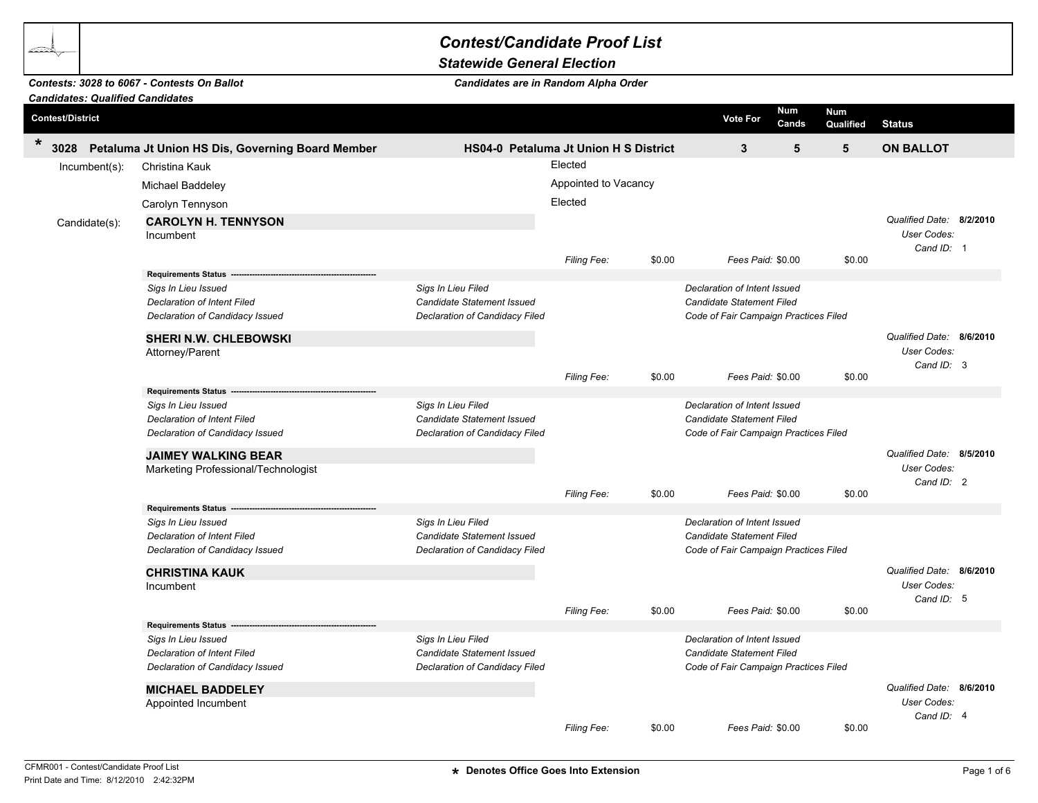# Contest/Candidate Proof List

## Statewide General Election

**Contests: 3028 to 6067 - Contests On Ballot**
**Candidates: Qualified Candidates**

*Candidates are in Random Alpha Order*

| Contest/District | | Vote For | Num Cands | Num Qualified | Status |
|---|---|---|---|---|---|
| * 3028 Petaluma Jt Union HS Dis, Governing Board Member | HS04-0 Petaluma Jt Union H S District | 3 | 5 | 5 | ON BALLOT |

**Incumbent(s):**

| Incumbent | Status |
|---|---|
| Christina Kauk | Elected |
| Michael Baddeley | Appointed to Vacancy |
| Carolyn Tennyson | Elected |

**Candidate(s):**

### CAROLYN H. TENNYSON
Incumbent

*Qualified Date:* **8/2/2010**
*User Codes:*
*Cand ID:* 1

*Filing Fee:* $0.00 *Fees Paid:* $0.00 $0.00

**Requirements Status**

| | | |
|---|---|---|
| *Sigs In Lieu Issued* | *Sigs In Lieu Filed* | *Declaration of Intent Issued* |
| *Declaration of Intent Filed* | *Candidate Statement Issued* | *Candidate Statement Filed* |
| *Declaration of Candidacy Issued* | *Declaration of Candidacy Filed* | *Code of Fair Campaign Practices Filed* |

### SHERI N.W. CHLEBOWSKI
Attorney/Parent

*Qualified Date:* **8/6/2010**
*User Codes:*
*Cand ID:* 3

*Filing Fee:* $0.00 *Fees Paid:* $0.00 $0.00

**Requirements Status**

| | | |
|---|---|---|
| *Sigs In Lieu Issued* | *Sigs In Lieu Filed* | *Declaration of Intent Issued* |
| *Declaration of Intent Filed* | *Candidate Statement Issued* | *Candidate Statement Filed* |
| *Declaration of Candidacy Issued* | *Declaration of Candidacy Filed* | *Code of Fair Campaign Practices Filed* |

### JAIMEY WALKING BEAR
Marketing Professional/Technologist

*Qualified Date:* **8/5/2010**
*User Codes:*
*Cand ID:* 2

*Filing Fee:* $0.00 *Fees Paid:* $0.00 $0.00

**Requirements Status**

| | | |
|---|---|---|
| *Sigs In Lieu Issued* | *Sigs In Lieu Filed* | *Declaration of Intent Issued* |
| *Declaration of Intent Filed* | *Candidate Statement Issued* | *Candidate Statement Filed* |
| *Declaration of Candidacy Issued* | *Declaration of Candidacy Filed* | *Code of Fair Campaign Practices Filed* |

### CHRISTINA KAUK
Incumbent

*Qualified Date:* **8/6/2010**
*User Codes:*
*Cand ID:* 5

*Filing Fee:* $0.00 *Fees Paid:* $0.00 $0.00

**Requirements Status**

| | | |
|---|---|---|
| *Sigs In Lieu Issued* | *Sigs In Lieu Filed* | *Declaration of Intent Issued* |
| *Declaration of Intent Filed* | *Candidate Statement Issued* | *Candidate Statement Filed* |
| *Declaration of Candidacy Issued* | *Declaration of Candidacy Filed* | *Code of Fair Campaign Practices Filed* |

### MICHAEL BADDELEY
Appointed Incumbent

*Qualified Date:* **8/6/2010**
*User Codes:*
*Cand ID:* 4

*Filing Fee:* $0.00 *Fees Paid:* $0.00 $0.00

CFMR001 - Contest/Candidate Proof List
Print Date and Time: 8/12/2010 2:42:32PM

**\* Denotes Office Goes Into Extension**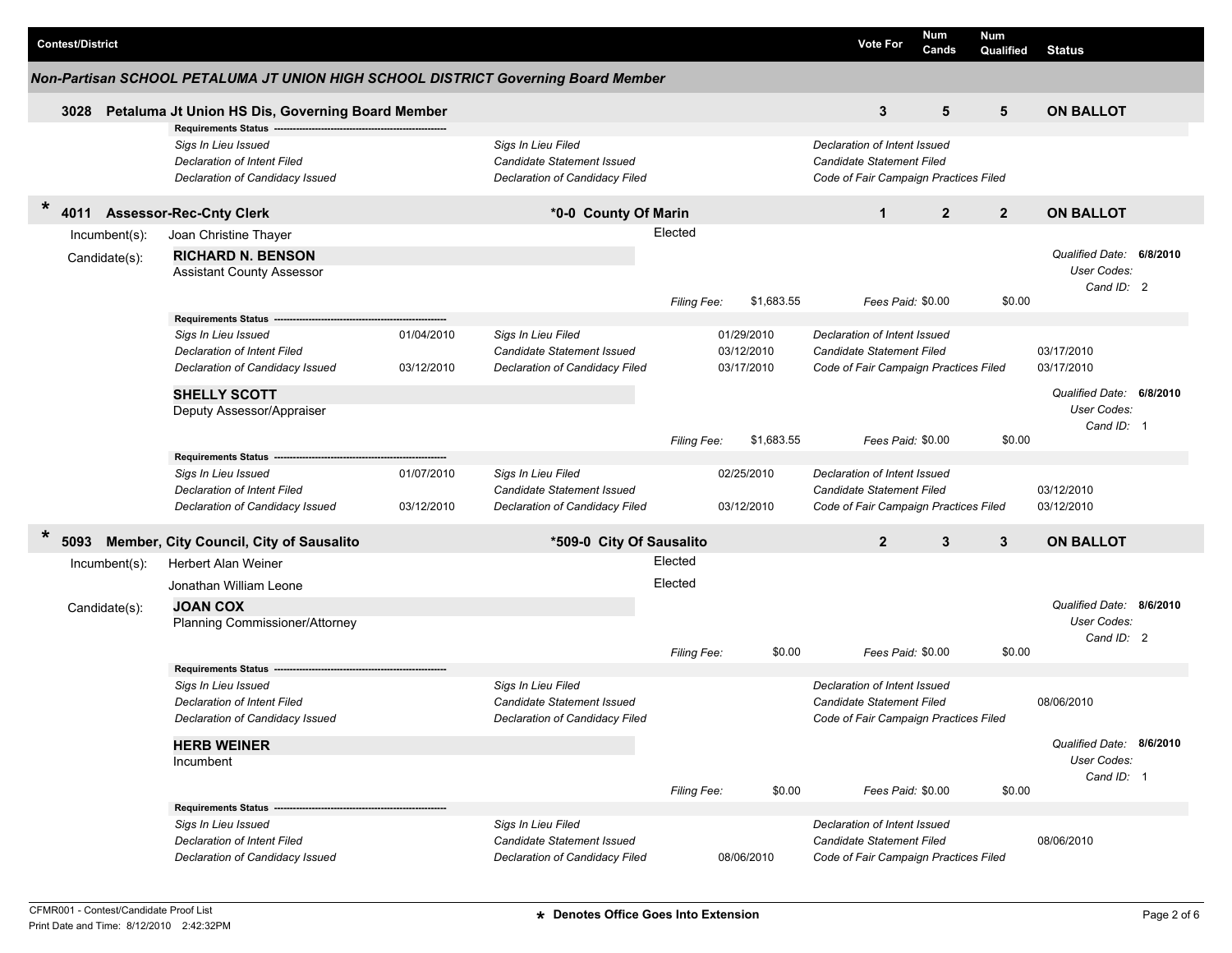| Contest/District | Vote For | Num Cands | Num Qualified | Status |
| --- | --- | --- | --- | --- |

### Non-Partisan SCHOOL PETALUMA JT UNION HIGH SCHOOL DISTRICT Governing Board Member

**3028 Petaluma Jt Union HS Dis, Governing Board Member** — Vote For: **3** | Num Cands: **5** | Num Qualified: **5** | **ON BALLOT**

**Requirements Status**

| | | | | | |
| --- | --- | --- | --- | --- | --- |
| *Sigs In Lieu Issued* | | *Sigs In Lieu Filed* | | *Declaration of Intent Issued* | |
| *Declaration of Intent Filed* | | *Candidate Statement Issued* | | *Candidate Statement Filed* | |
| *Declaration of Candidacy Issued* | | *Declaration of Candidacy Filed* | | *Code of Fair Campaign Practices Filed* | |

---

**\* 4011 Assessor-Rec-Cnty Clerk** — *0-0 County Of Marin — Vote For: **1** | Num Cands: **2** | Num Qualified: **2** | **ON BALLOT**

Incumbent(s): Joan Christine Thayer — Elected

Candidate(s):

**RICHARD N. BENSON**
Assistant County Assessor

*Qualified Date:* **6/8/2010** | *User Codes:* | *Cand ID:* 2

*Filing Fee:* $1,683.55 | *Fees Paid:* $0.00 | $0.00

**Requirements Status**

| | | | | | |
| --- | --- | --- | --- | --- | --- |
| *Sigs In Lieu Issued* | 01/04/2010 | *Sigs In Lieu Filed* | 01/29/2010 | *Declaration of Intent Issued* | |
| *Declaration of Intent Filed* | | *Candidate Statement Issued* | 03/12/2010 | *Candidate Statement Filed* | 03/17/2010 |
| *Declaration of Candidacy Issued* | 03/12/2010 | *Declaration of Candidacy Filed* | 03/17/2010 | *Code of Fair Campaign Practices Filed* | 03/17/2010 |

**SHELLY SCOTT**
Deputy Assessor/Appraiser

*Qualified Date:* **6/8/2010** | *User Codes:* | *Cand ID:* 1

*Filing Fee:* $1,683.55 | *Fees Paid:* $0.00 | $0.00

**Requirements Status**

| | | | | | |
| --- | --- | --- | --- | --- | --- |
| *Sigs In Lieu Issued* | 01/07/2010 | *Sigs In Lieu Filed* | 02/25/2010 | *Declaration of Intent Issued* | |
| *Declaration of Intent Filed* | | *Candidate Statement Issued* | | *Candidate Statement Filed* | 03/12/2010 |
| *Declaration of Candidacy Issued* | 03/12/2010 | *Declaration of Candidacy Filed* | 03/12/2010 | *Code of Fair Campaign Practices Filed* | 03/12/2010 |

---

**\* 5093 Member, City Council, City of Sausalito** — *509-0 City Of Sausalito — Vote For: **2** | Num Cands: **3** | Num Qualified: **3** | **ON BALLOT**

Incumbent(s): Herbert Alan Weiner — Elected
Jonathan William Leone — Elected

Candidate(s):

**JOAN COX**
Planning Commissioner/Attorney

*Qualified Date:* **8/6/2010** | *User Codes:* | *Cand ID:* 2

*Filing Fee:* $0.00 | *Fees Paid:* $0.00 | $0.00

**Requirements Status**

| | | | | | |
| --- | --- | --- | --- | --- | --- |
| *Sigs In Lieu Issued* | | *Sigs In Lieu Filed* | | *Declaration of Intent Issued* | |
| *Declaration of Intent Filed* | | *Candidate Statement Issued* | | *Candidate Statement Filed* | 08/06/2010 |
| *Declaration of Candidacy Issued* | | *Declaration of Candidacy Filed* | | *Code of Fair Campaign Practices Filed* | |

**HERB WEINER**
Incumbent

*Qualified Date:* **8/6/2010** | *User Codes:* | *Cand ID:* 1

*Filing Fee:* $0.00 | *Fees Paid:* $0.00 | $0.00

**Requirements Status**

| | | | | | |
| --- | --- | --- | --- | --- | --- |
| *Sigs In Lieu Issued* | | *Sigs In Lieu Filed* | | *Declaration of Intent Issued* | |
| *Declaration of Intent Filed* | | *Candidate Statement Issued* | | *Candidate Statement Filed* | 08/06/2010 |
| *Declaration of Candidacy Issued* | | *Declaration of Candidacy Filed* | 08/06/2010 | *Code of Fair Campaign Practices Filed* | |

CFMR001 - Contest/Candidate Proof List
Print Date and Time: 8/12/2010 2:42:32PM

\* Denotes Office Goes Into Extension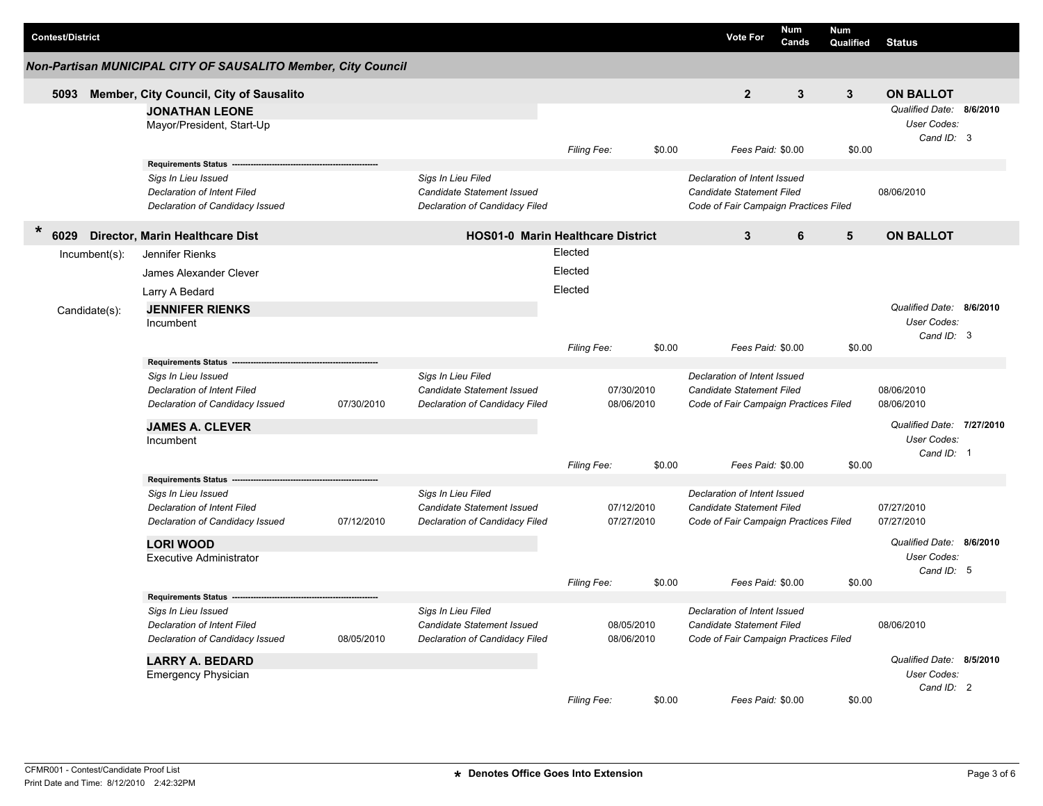| Contest/District | Vote For | Num Cands | Num Qualified | Status |
|---|---|---|---|---|

## Non-Partisan MUNICIPAL CITY OF SAUSALITO Member, City Council

### 5093 Member, City Council, City of Sausalito

| Vote For | Num Cands | Num Qualified | Status |
|---|---|---|---|
| 2 | 3 | 3 | ON BALLOT |

**JONATHAN LEONE**
Mayor/President, Start-Up

*Qualified Date:* **8/6/2010**
*User Codes:*
*Cand ID:* 3

*Filing Fee:* $0.00 *Fees Paid:* $0.00 $0.00

**Requirements Status**

| | | | | | |
|---|---|---|---|---|---|
| *Sigs In Lieu Issued* | | *Sigs In Lieu Filed* | | *Declaration of Intent Issued* | |
| *Declaration of Intent Filed* | | *Candidate Statement Issued* | | *Candidate Statement Filed* | 08/06/2010 |
| *Declaration of Candidacy Issued* | | *Declaration of Candidacy Filed* | | *Code of Fair Campaign Practices Filed* | |

### * 6029 Director, Marin Healthcare Dist

**HOS01-0 Marin Healthcare District**

| Vote For | Num Cands | Num Qualified | Status |
|---|---|---|---|
| 3 | 6 | 5 | ON BALLOT |

Incumbent(s):

| | |
|---|---|
| Jennifer Rienks | Elected |
| James Alexander Clever | Elected |
| Larry A Bedard | Elected |

Candidate(s):

**JENNIFER RIENKS**
Incumbent

*Qualified Date:* **8/6/2010**
*User Codes:*
*Cand ID:* 3

*Filing Fee:* $0.00 *Fees Paid:* $0.00 $0.00

**Requirements Status**

| | | | | | |
|---|---|---|---|---|---|
| *Sigs In Lieu Issued* | | *Sigs In Lieu Filed* | | *Declaration of Intent Issued* | |
| *Declaration of Intent Filed* | | *Candidate Statement Issued* | 07/30/2010 | *Candidate Statement Filed* | 08/06/2010 |
| *Declaration of Candidacy Issued* | 07/30/2010 | *Declaration of Candidacy Filed* | 08/06/2010 | *Code of Fair Campaign Practices Filed* | 08/06/2010 |

**JAMES A. CLEVER**
Incumbent

*Qualified Date:* **7/27/2010**
*User Codes:*
*Cand ID:* 1

*Filing Fee:* $0.00 *Fees Paid:* $0.00 $0.00

**Requirements Status**

| | | | | | |
|---|---|---|---|---|---|
| *Sigs In Lieu Issued* | | *Sigs In Lieu Filed* | | *Declaration of Intent Issued* | |
| *Declaration of Intent Filed* | | *Candidate Statement Issued* | 07/12/2010 | *Candidate Statement Filed* | 07/27/2010 |
| *Declaration of Candidacy Issued* | 07/12/2010 | *Declaration of Candidacy Filed* | 07/27/2010 | *Code of Fair Campaign Practices Filed* | 07/27/2010 |

**LORI WOOD**
Executive Administrator

*Qualified Date:* **8/6/2010**
*User Codes:*
*Cand ID:* 5

*Filing Fee:* $0.00 *Fees Paid:* $0.00 $0.00

**Requirements Status**

| | | | | | |
|---|---|---|---|---|---|
| *Sigs In Lieu Issued* | | *Sigs In Lieu Filed* | | *Declaration of Intent Issued* | |
| *Declaration of Intent Filed* | | *Candidate Statement Issued* | 08/05/2010 | *Candidate Statement Filed* | 08/06/2010 |
| *Declaration of Candidacy Issued* | 08/05/2010 | *Declaration of Candidacy Filed* | 08/06/2010 | *Code of Fair Campaign Practices Filed* | |

**LARRY A. BEDARD**
Emergency Physician

*Qualified Date:* **8/5/2010**
*User Codes:*
*Cand ID:* 2

*Filing Fee:* $0.00 *Fees Paid:* $0.00 $0.00

CFMR001 - Contest/Candidate Proof List
Print Date and Time: 8/12/2010 2:42:32PM

**\* Denotes Office Goes Into Extension**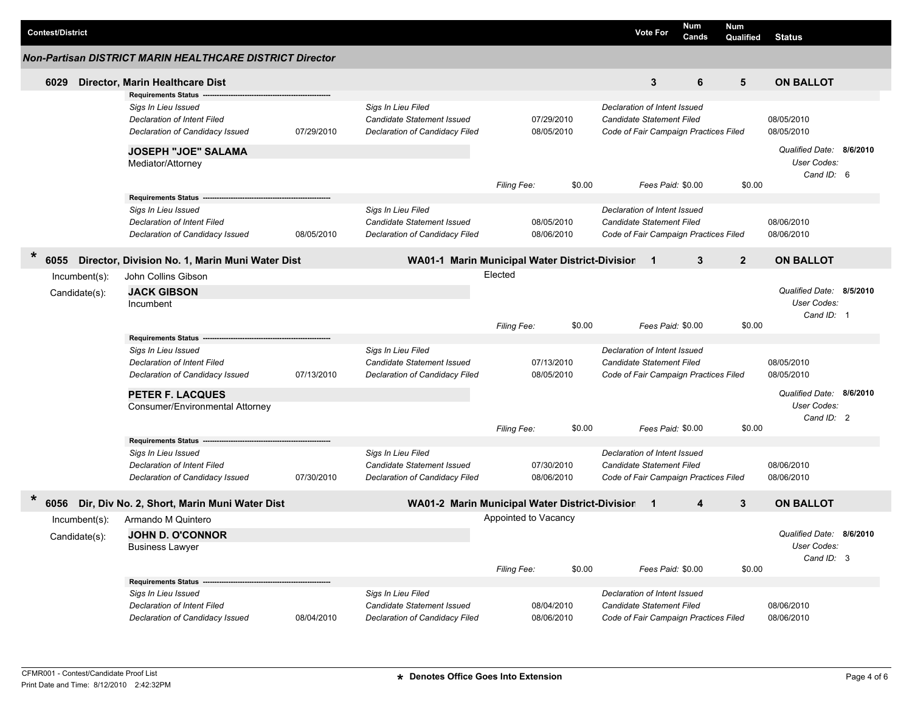| Contest/District | Vote For | Num Cands | Num Qualified | Status |
|---|---|---|---|---|

### Non-Partisan DISTRICT MARIN HEALTHCARE DISTRICT Director

**6029 Director, Marin Healthcare Dist** — Vote For: **3** | Num Cands: **6** | Num Qualified: **5** | **ON BALLOT**

**Requirements Status**

| | | | | | |
|---|---|---|---|---|---|
| *Sigs In Lieu Issued* | | *Sigs In Lieu Filed* | | *Declaration of Intent Issued* | |
| *Declaration of Intent Filed* | | *Candidate Statement Issued* | 07/29/2010 | *Candidate Statement Filed* | 08/05/2010 |
| *Declaration of Candidacy Issued* | 07/29/2010 | *Declaration of Candidacy Filed* | 08/05/2010 | *Code of Fair Campaign Practices Filed* | 08/05/2010 |

**JOSEPH "JOE" SALAMA**
Mediator/Attorney

*Qualified Date:* **8/6/2010**
*User Codes:*
*Cand ID:* 6

*Filing Fee:* $0.00 *Fees Paid:* $0.00 $0.00

**Requirements Status**

| | | | | | |
|---|---|---|---|---|---|
| *Sigs In Lieu Issued* | | *Sigs In Lieu Filed* | | *Declaration of Intent Issued* | |
| *Declaration of Intent Filed* | | *Candidate Statement Issued* | 08/05/2010 | *Candidate Statement Filed* | 08/06/2010 |
| *Declaration of Candidacy Issued* | 08/05/2010 | *Declaration of Candidacy Filed* | 08/06/2010 | *Code of Fair Campaign Practices Filed* | 08/06/2010 |

**\* 6055 Director, Division No. 1, Marin Muni Water Dist** — **WA01-1 Marin Municipal Water District-Division** — Vote For: **1** | Num Cands: **3** | Num Qualified: **2** | **ON BALLOT**

Incumbent(s): John Collins Gibson — Elected

Candidate(s):

**JACK GIBSON**
Incumbent

*Qualified Date:* **8/5/2010**
*User Codes:*
*Cand ID:* 1

*Filing Fee:* $0.00 *Fees Paid:* $0.00 $0.00

**Requirements Status**

| | | | | | |
|---|---|---|---|---|---|
| *Sigs In Lieu Issued* | | *Sigs In Lieu Filed* | | *Declaration of Intent Issued* | |
| *Declaration of Intent Filed* | | *Candidate Statement Issued* | 07/13/2010 | *Candidate Statement Filed* | 08/05/2010 |
| *Declaration of Candidacy Issued* | 07/13/2010 | *Declaration of Candidacy Filed* | 08/05/2010 | *Code of Fair Campaign Practices Filed* | 08/05/2010 |

**PETER F. LACQUES**
Consumer/Environmental Attorney

*Qualified Date:* **8/6/2010**
*User Codes:*
*Cand ID:* 2

*Filing Fee:* $0.00 *Fees Paid:* $0.00 $0.00

**Requirements Status**

| | | | | | |
|---|---|---|---|---|---|
| *Sigs In Lieu Issued* | | *Sigs In Lieu Filed* | | *Declaration of Intent Issued* | |
| *Declaration of Intent Filed* | | *Candidate Statement Issued* | 07/30/2010 | *Candidate Statement Filed* | 08/06/2010 |
| *Declaration of Candidacy Issued* | 07/30/2010 | *Declaration of Candidacy Filed* | 08/06/2010 | *Code of Fair Campaign Practices Filed* | 08/06/2010 |

**\* 6056 Dir, Div No. 2, Short, Marin Muni Water Dist** — **WA01-2 Marin Municipal Water District-Division** — Vote For: **1** | Num Cands: **4** | Num Qualified: **3** | **ON BALLOT**

Incumbent(s): Armando M Quintero — Appointed to Vacancy

Candidate(s):

**JOHN D. O'CONNOR**
Business Lawyer

*Qualified Date:* **8/6/2010**
*User Codes:*
*Cand ID:* 3

*Filing Fee:* $0.00 *Fees Paid:* $0.00 $0.00

**Requirements Status**

| | | | | | |
|---|---|---|---|---|---|
| *Sigs In Lieu Issued* | | *Sigs In Lieu Filed* | | *Declaration of Intent Issued* | |
| *Declaration of Intent Filed* | | *Candidate Statement Issued* | 08/04/2010 | *Candidate Statement Filed* | 08/06/2010 |
| *Declaration of Candidacy Issued* | 08/04/2010 | *Declaration of Candidacy Filed* | 08/06/2010 | *Code of Fair Campaign Practices Filed* | 08/06/2010 |

CFMR001 - Contest/Candidate Proof List
Print Date and Time: 8/12/2010 2:42:32PM

\* Denotes Office Goes Into Extension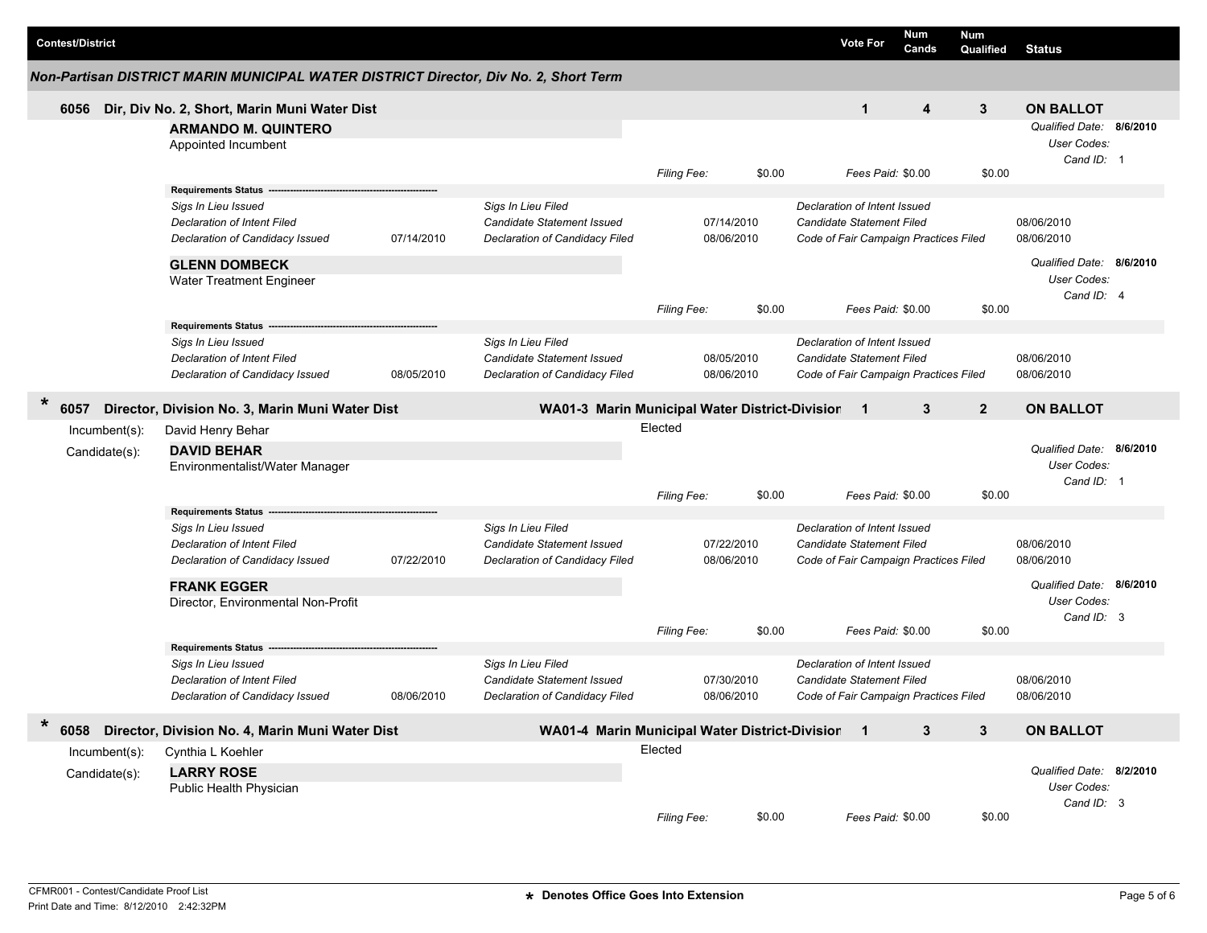| Contest/District | Vote For | Num Cands | Num Qualified | Status |
|---|---|---|---|---|

## Non-Partisan DISTRICT MARIN MUNICIPAL WATER DISTRICT Director, Div No. 2, Short Term

### 6056 Dir, Div No. 2, Short, Marin Muni Water Dist

| Vote For | Num Cands | Num Qualified | Status |
|---|---|---|---|
| 1 | 4 | 3 | ON BALLOT |

**ARMANDO M. QUINTERO**
Appointed Incumbent

*Qualified Date:* **8/6/2010**
*User Codes:*
*Cand ID:* 1

*Filing Fee:* $0.00 *Fees Paid:* $0.00 $0.00

**Requirements Status**

| | | | | | |
|---|---|---|---|---|---|
| *Sigs In Lieu Issued* | | *Sigs In Lieu Filed* | | *Declaration of Intent Issued* | |
| *Declaration of Intent Filed* | | *Candidate Statement Issued* | 07/14/2010 | *Candidate Statement Filed* | 08/06/2010 |
| *Declaration of Candidacy Issued* | 07/14/2010 | *Declaration of Candidacy Filed* | 08/06/2010 | *Code of Fair Campaign Practices Filed* | 08/06/2010 |

**GLENN DOMBECK**
Water Treatment Engineer

*Qualified Date:* **8/6/2010**
*User Codes:*
*Cand ID:* 4

*Filing Fee:* $0.00 *Fees Paid:* $0.00 $0.00

**Requirements Status**

| | | | | | |
|---|---|---|---|---|---|
| *Sigs In Lieu Issued* | | *Sigs In Lieu Filed* | | *Declaration of Intent Issued* | |
| *Declaration of Intent Filed* | | *Candidate Statement Issued* | 08/05/2010 | *Candidate Statement Filed* | 08/06/2010 |
| *Declaration of Candidacy Issued* | 08/05/2010 | *Declaration of Candidacy Filed* | 08/06/2010 | *Code of Fair Campaign Practices Filed* | 08/06/2010 |

### * 6057 Director, Division No. 3, Marin Muni Water Dist

WA01-3 Marin Municipal Water District-Division

| Vote For | Num Cands | Num Qualified | Status |
|---|---|---|---|
| 1 | 3 | 2 | ON BALLOT |

Incumbent(s): David Henry Behar — Elected

Candidate(s):

**DAVID BEHAR**
Environmentalist/Water Manager

*Qualified Date:* **8/6/2010**
*User Codes:*
*Cand ID:* 1

*Filing Fee:* $0.00 *Fees Paid:* $0.00 $0.00

**Requirements Status**

| | | | | | |
|---|---|---|---|---|---|
| *Sigs In Lieu Issued* | | *Sigs In Lieu Filed* | | *Declaration of Intent Issued* | |
| *Declaration of Intent Filed* | | *Candidate Statement Issued* | 07/22/2010 | *Candidate Statement Filed* | 08/06/2010 |
| *Declaration of Candidacy Issued* | 07/22/2010 | *Declaration of Candidacy Filed* | 08/06/2010 | *Code of Fair Campaign Practices Filed* | 08/06/2010 |

**FRANK EGGER**
Director, Environmental Non-Profit

*Qualified Date:* **8/6/2010**
*User Codes:*
*Cand ID:* 3

*Filing Fee:* $0.00 *Fees Paid:* $0.00 $0.00

**Requirements Status**

| | | | | | |
|---|---|---|---|---|---|
| *Sigs In Lieu Issued* | | *Sigs In Lieu Filed* | | *Declaration of Intent Issued* | |
| *Declaration of Intent Filed* | | *Candidate Statement Issued* | 07/30/2010 | *Candidate Statement Filed* | 08/06/2010 |
| *Declaration of Candidacy Issued* | 08/06/2010 | *Declaration of Candidacy Filed* | 08/06/2010 | *Code of Fair Campaign Practices Filed* | 08/06/2010 |

### * 6058 Director, Division No. 4, Marin Muni Water Dist

WA01-4 Marin Municipal Water District-Division

| Vote For | Num Cands | Num Qualified | Status |
|---|---|---|---|
| 1 | 3 | 3 | ON BALLOT |

Incumbent(s): Cynthia L Koehler — Elected

Candidate(s):

**LARRY ROSE**
Public Health Physician

*Qualified Date:* **8/2/2010**
*User Codes:*
*Cand ID:* 3

*Filing Fee:* $0.00 *Fees Paid:* $0.00 $0.00

CFMR001 - Contest/Candidate Proof List
Print Date and Time: 8/12/2010 2:42:32PM

* Denotes Office Goes Into Extension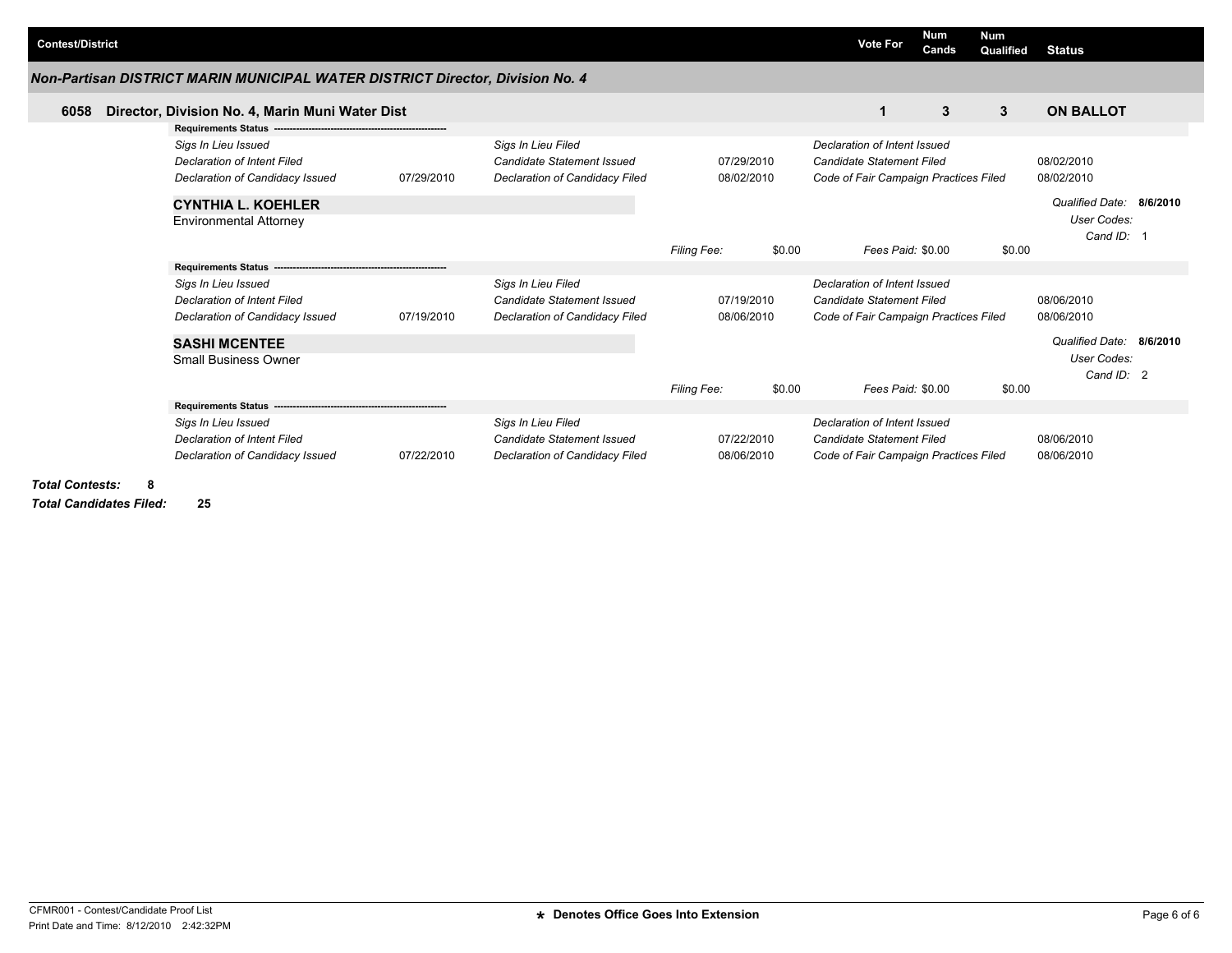| Contest/District | Vote For | Num Cands | Num Qualified | Status |
|---|---|---|---|---|

## *Non-Partisan DISTRICT MARIN MUNICIPAL WATER DISTRICT Director, Division No. 4*

| | | | | |
|---|---|---|---|---|
| **6058 Director, Division No. 4, Marin Muni Water Dist** | **1** | **3** | **3** | **ON BALLOT** |

**Requirements Status**

| | | | | | |
|---|---|---|---|---|---|
| *Sigs In Lieu Issued* | | *Sigs In Lieu Filed* | | *Declaration of Intent Issued* | |
| *Declaration of Intent Filed* | | *Candidate Statement Issued* | 07/29/2010 | *Candidate Statement Filed* | 08/02/2010 |
| *Declaration of Candidacy Issued* | 07/29/2010 | *Declaration of Candidacy Filed* | 08/02/2010 | *Code of Fair Campaign Practices Filed* | 08/02/2010 |

**CYNTHIA L. KOEHLER**
Environmental Attorney

*Qualified Date:* **8/6/2010**
*User Codes:*
*Cand ID:* 1

*Filing Fee:* $0.00 *Fees Paid:* $0.00 $0.00

**Requirements Status**

| | | | | | |
|---|---|---|---|---|---|
| *Sigs In Lieu Issued* | | *Sigs In Lieu Filed* | | *Declaration of Intent Issued* | |
| *Declaration of Intent Filed* | | *Candidate Statement Issued* | 07/19/2010 | *Candidate Statement Filed* | 08/06/2010 |
| *Declaration of Candidacy Issued* | 07/19/2010 | *Declaration of Candidacy Filed* | 08/06/2010 | *Code of Fair Campaign Practices Filed* | 08/06/2010 |

**SASHI MCENTEE**
Small Business Owner

*Qualified Date:* **8/6/2010**
*User Codes:*
*Cand ID:* 2

*Filing Fee:* $0.00 *Fees Paid:* $0.00 $0.00

**Requirements Status**

| | | | | | |
|---|---|---|---|---|---|
| *Sigs In Lieu Issued* | | *Sigs In Lieu Filed* | | *Declaration of Intent Issued* | |
| *Declaration of Intent Filed* | | *Candidate Statement Issued* | 07/22/2010 | *Candidate Statement Filed* | 08/06/2010 |
| *Declaration of Candidacy Issued* | 07/22/2010 | *Declaration of Candidacy Filed* | 08/06/2010 | *Code of Fair Campaign Practices Filed* | 08/06/2010 |

***Total Contests:*** **8**

***Total Candidates Filed:*** **25**

CFMR001 - Contest/Candidate Proof List
Print Date and Time: 8/12/2010 2:42:32PM

**\* Denotes Office Goes Into Extension**